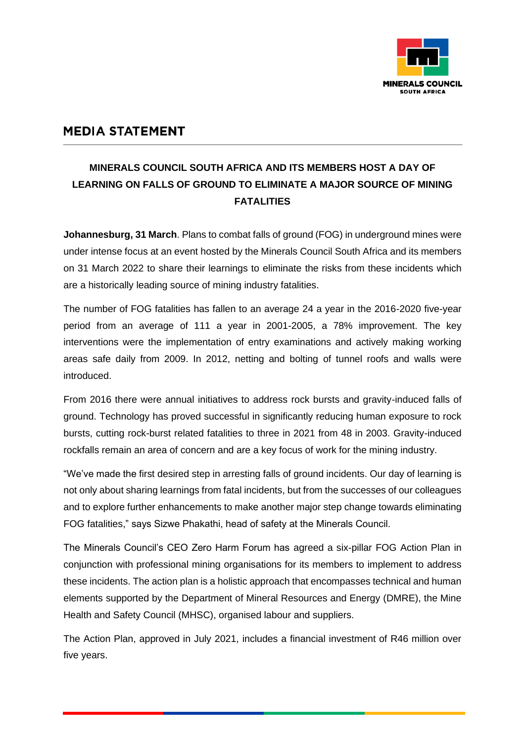# MEDIA STATEMENT

## MINERALS COUNCIL SOUTH AFRICA AND ITS MEMBERS HOST A DAY OF LEARNING ON FALLS OF GROUND TO ELIMINATE A MAJOR SOURCE OF MINING FATALITIES

**Johannesburg, 31 March**. Plans to combat falls of ground (FOG) in underground mines were under intense focus at an event hosted by the Minerals Council South Africa and its members on 31 March 2022 to share their learnings to eliminate the risks from these incidents which are a historically leading source of mining industry fatalities.

The number of FOG fatalities has fallen to an average 24 a year in the 2016-2020 five-year period from an average of 111 a year in 2001-2005, a 78% improvement. The key interventions were the implementation of entry examinations and actively making working areas safe daily from 2009. In 2012, netting and bolting of tunnel roofs and walls were introduced.

From 2016 there were annual initiatives to address rock bursts and gravity-induced falls of ground. Technology has proved successful in significantly reducing human exposure to rock bursts, cutting rock-burst related fatalities to three in 2021 from 48 in 2003. Gravity-induced rockfalls remain an area of concern and are a key focus of work for the mining industry.

"We've made the first desired step in arresting falls of ground incidents. Our day of learning is not only about sharing learnings from fatal incidents, but from the successes of our colleagues and to explore further enhancements to make another major step change towards eliminating FOG fatalities," says Sizwe Phakathi, head of safety at the Minerals Council.

The Minerals Council's CEO Zero Harm Forum has agreed a six-pillar FOG Action Plan in conjunction with professional mining organisations for its members to implement to address these incidents. The action plan is a holistic approach that encompasses technical and human elements supported by the Department of Mineral Resources and Energy (DMRE), the Mine Health and Safety Council (MHSC), organised labour and suppliers.

The Action Plan, approved in July 2021, includes a financial investment of R46 million over five years.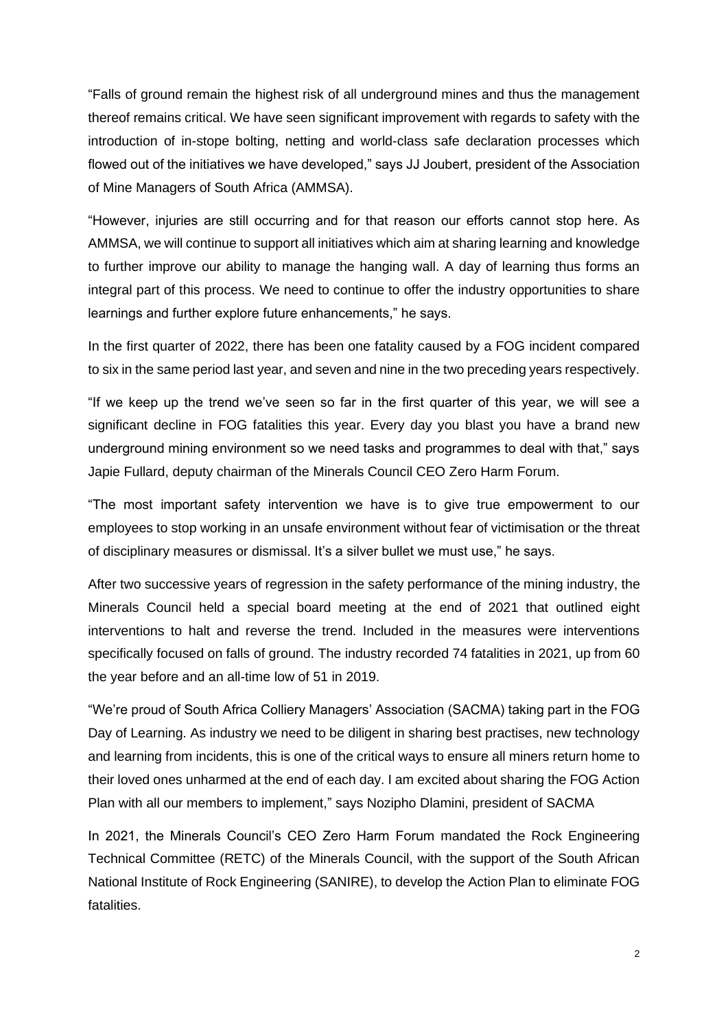"Falls of ground remain the highest risk of all underground mines and thus the management thereof remains critical. We have seen significant improvement with regards to safety with the introduction of in-stope bolting, netting and world-class safe declaration processes which flowed out of the initiatives we have developed," says JJ Joubert, president of the Association of Mine Managers of South Africa (AMMSA).

"However, injuries are still occurring and for that reason our efforts cannot stop here. As AMMSA, we will continue to support all initiatives which aim at sharing learning and knowledge to further improve our ability to manage the hanging wall. A day of learning thus forms an integral part of this process. We need to continue to offer the industry opportunities to share learnings and further explore future enhancements," he says.

In the first quarter of 2022, there has been one fatality caused by a FOG incident compared to six in the same period last year, and seven and nine in the two preceding years respectively.

"If we keep up the trend we've seen so far in the first quarter of this year, we will see a significant decline in FOG fatalities this year. Every day you blast you have a brand new underground mining environment so we need tasks and programmes to deal with that," says Japie Fullard, deputy chairman of the Minerals Council CEO Zero Harm Forum.

"The most important safety intervention we have is to give true empowerment to our employees to stop working in an unsafe environment without fear of victimisation or the threat of disciplinary measures or dismissal. It's a silver bullet we must use," he says.

After two successive years of regression in the safety performance of the mining industry, the Minerals Council held a special board meeting at the end of 2021 that outlined eight interventions to halt and reverse the trend. Included in the measures were interventions specifically focused on falls of ground. The industry recorded 74 fatalities in 2021, up from 60 the year before and an all-time low of 51 in 2019.

"We're proud of South Africa Colliery Managers' Association (SACMA) taking part in the FOG Day of Learning. As industry we need to be diligent in sharing best practises, new technology and learning from incidents, this is one of the critical ways to ensure all miners return home to their loved ones unharmed at the end of each day. I am excited about sharing the FOG Action Plan with all our members to implement," says Nozipho Dlamini, president of SACMA

In 2021, the Minerals Council's CEO Zero Harm Forum mandated the Rock Engineering Technical Committee (RETC) of the Minerals Council, with the support of the South African National Institute of Rock Engineering (SANIRE), to develop the Action Plan to eliminate FOG fatalities.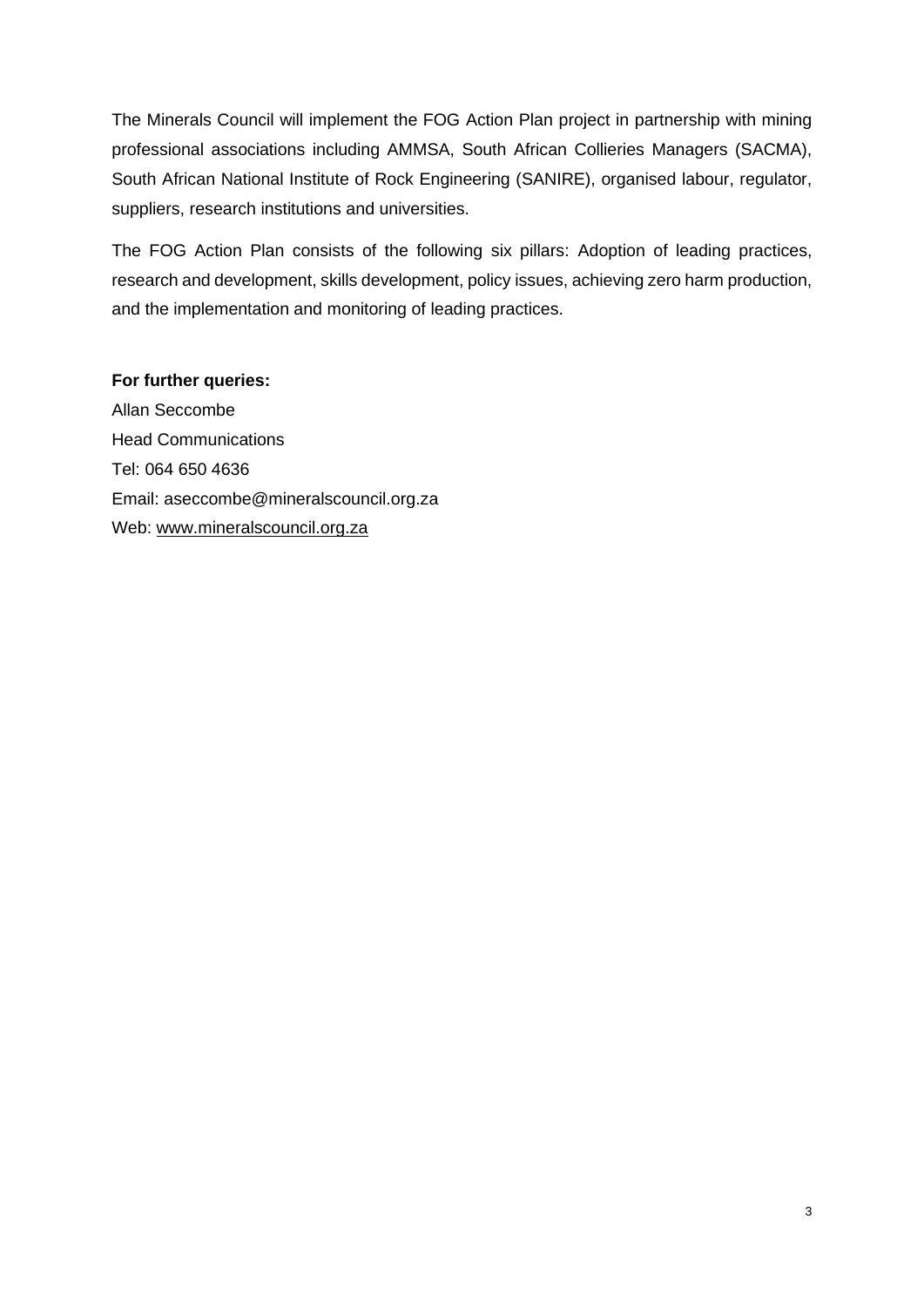The Minerals Council will implement the FOG Action Plan project in partnership with mining professional associations including AMMSA, South African Collieries Managers (SACMA), South African National Institute of Rock Engineering (SANIRE), organised labour, regulator, suppliers, research institutions and universities.

The FOG Action Plan consists of the following six pillars: Adoption of leading practices, research and development, skills development, policy issues, achieving zero harm production, and the implementation and monitoring of leading practices.

**For further queries:**  
Allan Seccombe  
Head Communications  
Tel: 064 650 4636  
Email: aseccombe@mineralscouncil.org.za  
Web: www.mineralscouncil.org.za